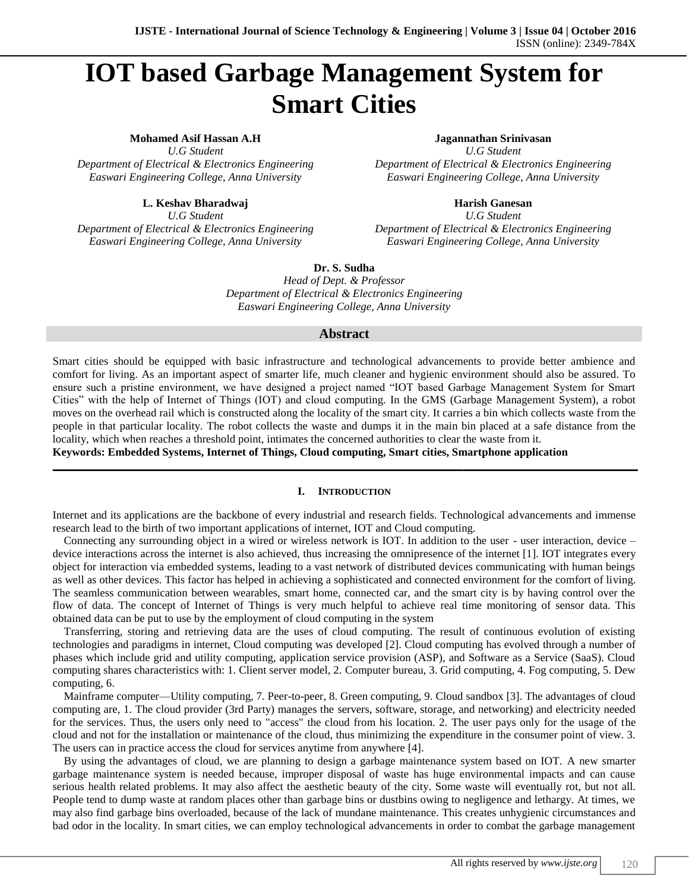# IOT based Garbage Management System for Smart Cities

**Mohamed Asif Hassan A.H**
*U.G Student*
*Department of Electrical & Electronics Engineering*
*Easwari Engineering College, Anna University*

**Jagannathan Srinivasan**
*U.G Student*
*Department of Electrical & Electronics Engineering*
*Easwari Engineering College, Anna University*

**L. Keshav Bharadwaj**
*U.G Student*
*Department of Electrical & Electronics Engineering*
*Easwari Engineering College, Anna University*

**Harish Ganesan**
*U.G Student*
*Department of Electrical & Electronics Engineering*
*Easwari Engineering College, Anna University*

**Dr. S. Sudha**
*Head of Dept. & Professor*
*Department of Electrical & Electronics Engineering*
*Easwari Engineering College, Anna University*

## Abstract

Smart cities should be equipped with basic infrastructure and technological advancements to provide better ambience and comfort for living. As an important aspect of smarter life, much cleaner and hygienic environment should also be assured. To ensure such a pristine environment, we have designed a project named "IOT based Garbage Management System for Smart Cities" with the help of Internet of Things (IOT) and cloud computing. In the GMS (Garbage Management System), a robot moves on the overhead rail which is constructed along the locality of the smart city. It carries a bin which collects waste from the people in that particular locality. The robot collects the waste and dumps it in the main bin placed at a safe distance from the locality, which when reaches a threshold point, intimates the concerned authorities to clear the waste from it.

**Keywords: Embedded Systems, Internet of Things, Cloud computing, Smart cities, Smartphone application**

## I. Introduction

Internet and its applications are the backbone of every industrial and research fields. Technological advancements and immense research lead to the birth of two important applications of internet, IOT and Cloud computing.

Connecting any surrounding object in a wired or wireless network is IOT. In addition to the user - user interaction, device – device interactions across the internet is also achieved, thus increasing the omnipresence of the internet [1]. IOT integrates every object for interaction via embedded systems, leading to a vast network of distributed devices communicating with human beings as well as other devices. This factor has helped in achieving a sophisticated and connected environment for the comfort of living. The seamless communication between wearables, smart home, connected car, and the smart city is by having control over the flow of data. The concept of Internet of Things is very much helpful to achieve real time monitoring of sensor data. This obtained data can be put to use by the employment of cloud computing in the system

Transferring, storing and retrieving data are the uses of cloud computing. The result of continuous evolution of existing technologies and paradigms in internet, Cloud computing was developed [2]. Cloud computing has evolved through a number of phases which include grid and utility computing, application service provision (ASP), and Software as a Service (SaaS). Cloud computing shares characteristics with: 1. Client server model, 2. Computer bureau, 3. Grid computing, 4. Fog computing, 5. Dew computing, 6.

Mainframe computer—Utility computing, 7. Peer-to-peer, 8. Green computing, 9. Cloud sandbox [3]. The advantages of cloud computing are, 1. The cloud provider (3rd Party) manages the servers, software, storage, and networking) and electricity needed for the services. Thus, the users only need to "access" the cloud from his location. 2. The user pays only for the usage of the cloud and not for the installation or maintenance of the cloud, thus minimizing the expenditure in the consumer point of view. 3. The users can in practice access the cloud for services anytime from anywhere [4].

By using the advantages of cloud, we are planning to design a garbage maintenance system based on IOT. A new smarter garbage maintenance system is needed because, improper disposal of waste has huge environmental impacts and can cause serious health related problems. It may also affect the aesthetic beauty of the city. Some waste will eventually rot, but not all. People tend to dump waste at random places other than garbage bins or dustbins owing to negligence and lethargy. At times, we may also find garbage bins overloaded, because of the lack of mundane maintenance. This creates unhygienic circumstances and bad odor in the locality. In smart cities, we can employ technological advancements in order to combat the garbage management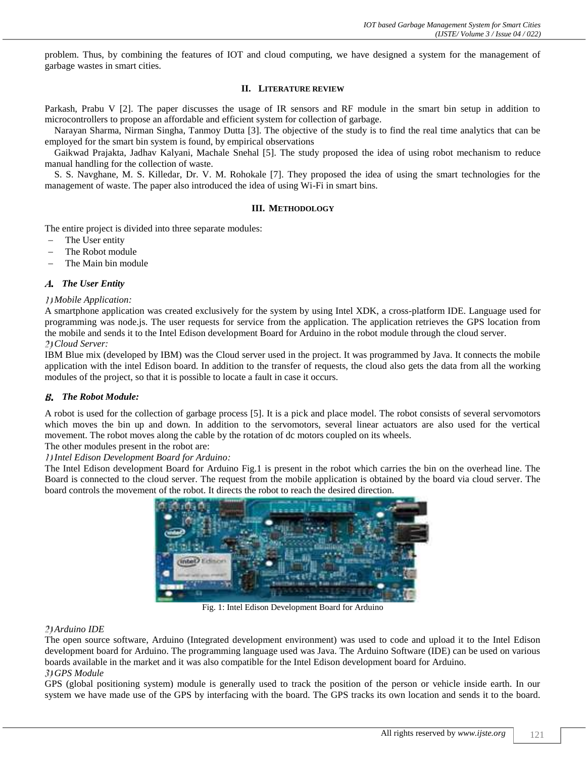problem. Thus, by combining the features of IOT and cloud computing, we have designed a system for the management of garbage wastes in smart cities.

## II. LITERATURE REVIEW

Parkash, Prabu V [2]. The paper discusses the usage of IR sensors and RF module in the smart bin setup in addition to microcontrollers to propose an affordable and efficient system for collection of garbage.

Narayan Sharma, Nirman Singha, Tanmoy Dutta [3]. The objective of the study is to find the real time analytics that can be employed for the smart bin system is found, by empirical observations

Gaikwad Prajakta, Jadhav Kalyani, Machale Snehal [5]. The study proposed the idea of using robot mechanism to reduce manual handling for the collection of waste.

S. S. Navghane, M. S. Killedar, Dr. V. M. Rohokale [7]. They proposed the idea of using the smart technologies for the management of waste. The paper also introduced the idea of using Wi-Fi in smart bins.

## III. METHODOLOGY

The entire project is divided into three separate modules:

- The User entity
- The Robot module
- The Main bin module

### A. The User Entity

*1) Mobile Application:*

A smartphone application was created exclusively for the system by using Intel XDK, a cross-platform IDE. Language used for programming was node.js. The user requests for service from the application. The application retrieves the GPS location from the mobile and sends it to the Intel Edison development Board for Arduino in the robot module through the cloud server.

*2) Cloud Server:*

IBM Blue mix (developed by IBM) was the Cloud server used in the project. It was programmed by Java. It connects the mobile application with the intel Edison board. In addition to the transfer of requests, the cloud also gets the data from all the working modules of the project, so that it is possible to locate a fault in case it occurs.

### B. The Robot Module:

A robot is used for the collection of garbage process [5]. It is a pick and place model. The robot consists of several servomotors which moves the bin up and down. In addition to the servomotors, several linear actuators are also used for the vertical movement. The robot moves along the cable by the rotation of dc motors coupled on its wheels.

The other modules present in the robot are:

*1) Intel Edison Development Board for Arduino:*

The Intel Edison development Board for Arduino Fig.1 is present in the robot which carries the bin on the overhead line. The Board is connected to the cloud server. The request from the mobile application is obtained by the board via cloud server. The board controls the movement of the robot. It directs the robot to reach the desired direction.

Fig. 1: Intel Edison Development Board for Arduino

*2) Arduino IDE*

The open source software, Arduino (Integrated development environment) was used to code and upload it to the Intel Edison development board for Arduino. The programming language used was Java. The Arduino Software (IDE) can be used on various boards available in the market and it was also compatible for the Intel Edison development board for Arduino.

*3) GPS Module*

GPS (global positioning system) module is generally used to track the position of the person or vehicle inside earth. In our system we have made use of the GPS by interfacing with the board. The GPS tracks its own location and sends it to the board.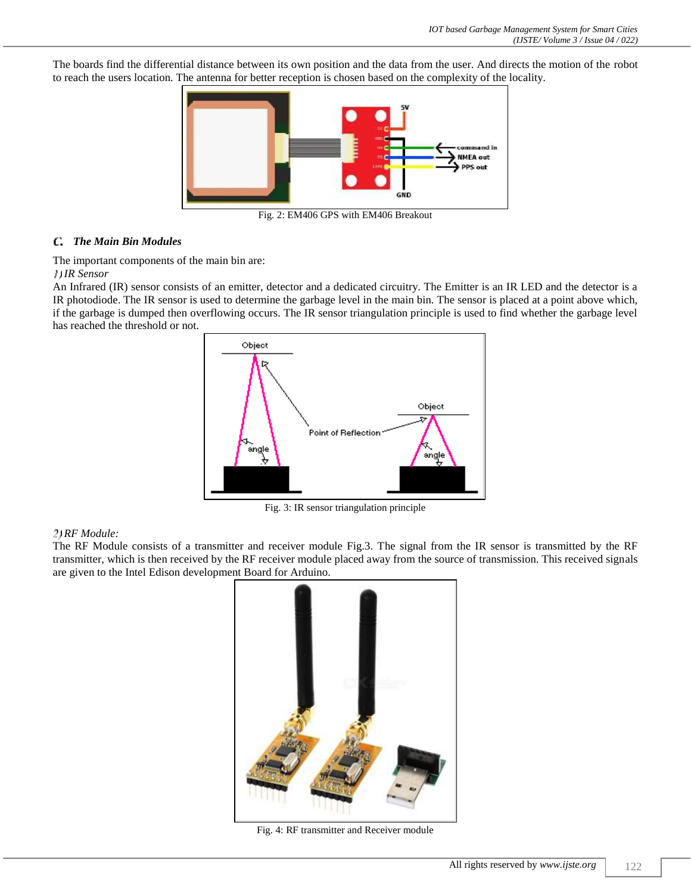The boards find the differential distance between its own position and the data from the user. And directs the motion of the robot to reach the users location. The antenna for better reception is chosen based on the complexity of the locality.

Fig. 2: EM406 GPS with EM406 Breakout

### C. *The Main Bin Modules*

The important components of the main bin are:

*1) IR Sensor*

An Infrared (IR) sensor consists of an emitter, detector and a dedicated circuitry. The Emitter is an IR LED and the detector is a IR photodiode. The IR sensor is used to determine the garbage level in the main bin. The sensor is placed at a point above which, if the garbage is dumped then overflowing occurs. The IR sensor triangulation principle is used to find whether the garbage level has reached the threshold or not.

Fig. 3: IR sensor triangulation principle

*2) RF Module:*

The RF Module consists of a transmitter and receiver module Fig.3. The signal from the IR sensor is transmitted by the RF transmitter, which is then received by the RF receiver module placed away from the source of transmission. This received signals are given to the Intel Edison development Board for Arduino.

Fig. 4: RF transmitter and Receiver module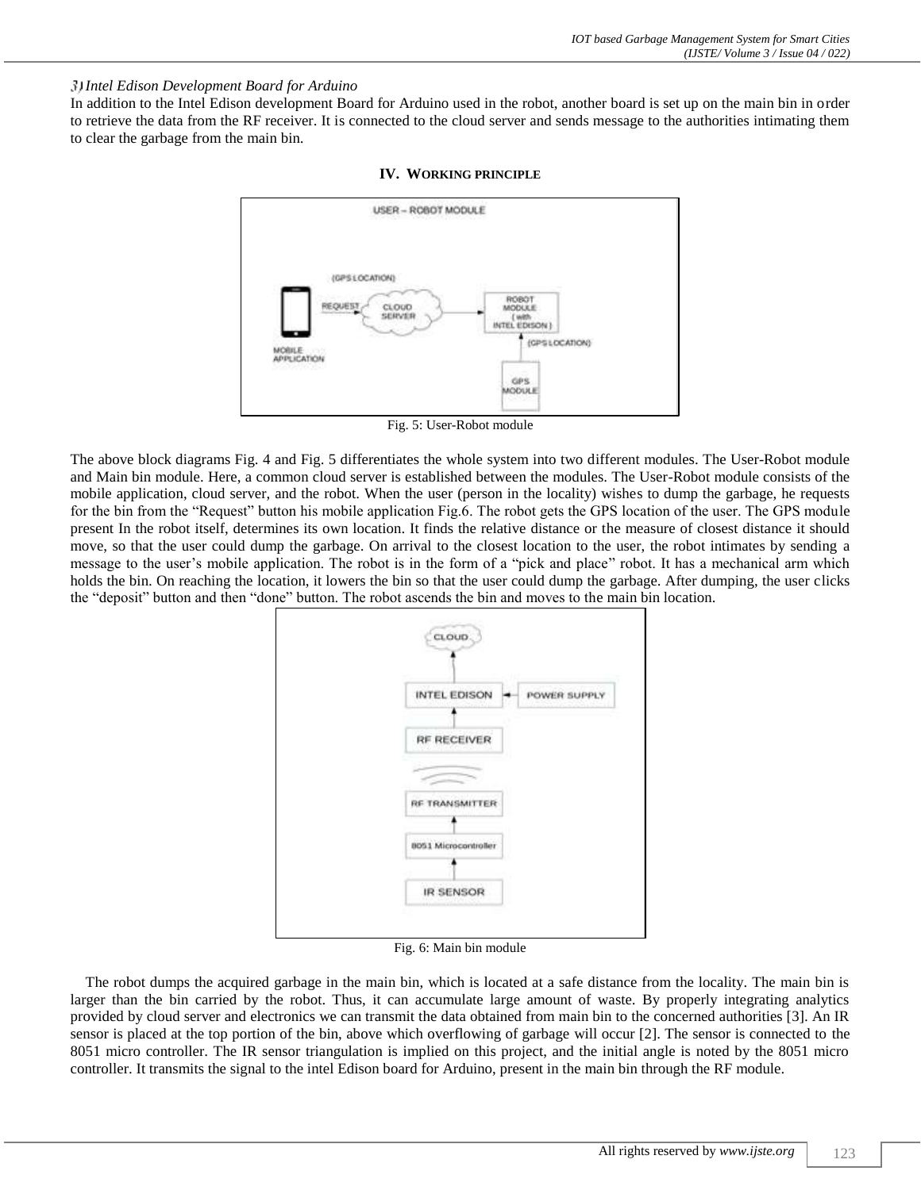*3) Intel Edison Development Board for Arduino*

In addition to the Intel Edison development Board for Arduino used in the robot, another board is set up on the main bin in order to retrieve the data from the RF receiver. It is connected to the cloud server and sends message to the authorities intimating them to clear the garbage from the main bin.

## IV. WORKING PRINCIPLE

Fig. 5: User-Robot module

The above block diagrams Fig. 4 and Fig. 5 differentiates the whole system into two different modules. The User-Robot module and Main bin module. Here, a common cloud server is established between the modules. The User-Robot module consists of the mobile application, cloud server, and the robot. When the user (person in the locality) wishes to dump the garbage, he requests for the bin from the "Request" button his mobile application Fig.6. The robot gets the GPS location of the user. The GPS module present In the robot itself, determines its own location. It finds the relative distance or the measure of closest distance it should move, so that the user could dump the garbage. On arrival to the closest location to the user, the robot intimates by sending a message to the user's mobile application. The robot is in the form of a "pick and place" robot. It has a mechanical arm which holds the bin. On reaching the location, it lowers the bin so that the user could dump the garbage. After dumping, the user clicks the "deposit" button and then "done" button. The robot ascends the bin and moves to the main bin location.

Fig. 6: Main bin module

The robot dumps the acquired garbage in the main bin, which is located at a safe distance from the locality. The main bin is larger than the bin carried by the robot. Thus, it can accumulate large amount of waste. By properly integrating analytics provided by cloud server and electronics we can transmit the data obtained from main bin to the concerned authorities [3]. An IR sensor is placed at the top portion of the bin, above which overflowing of garbage will occur [2]. The sensor is connected to the 8051 micro controller. The IR sensor triangulation is implied on this project, and the initial angle is noted by the 8051 micro controller. It transmits the signal to the intel Edison board for Arduino, present in the main bin through the RF module.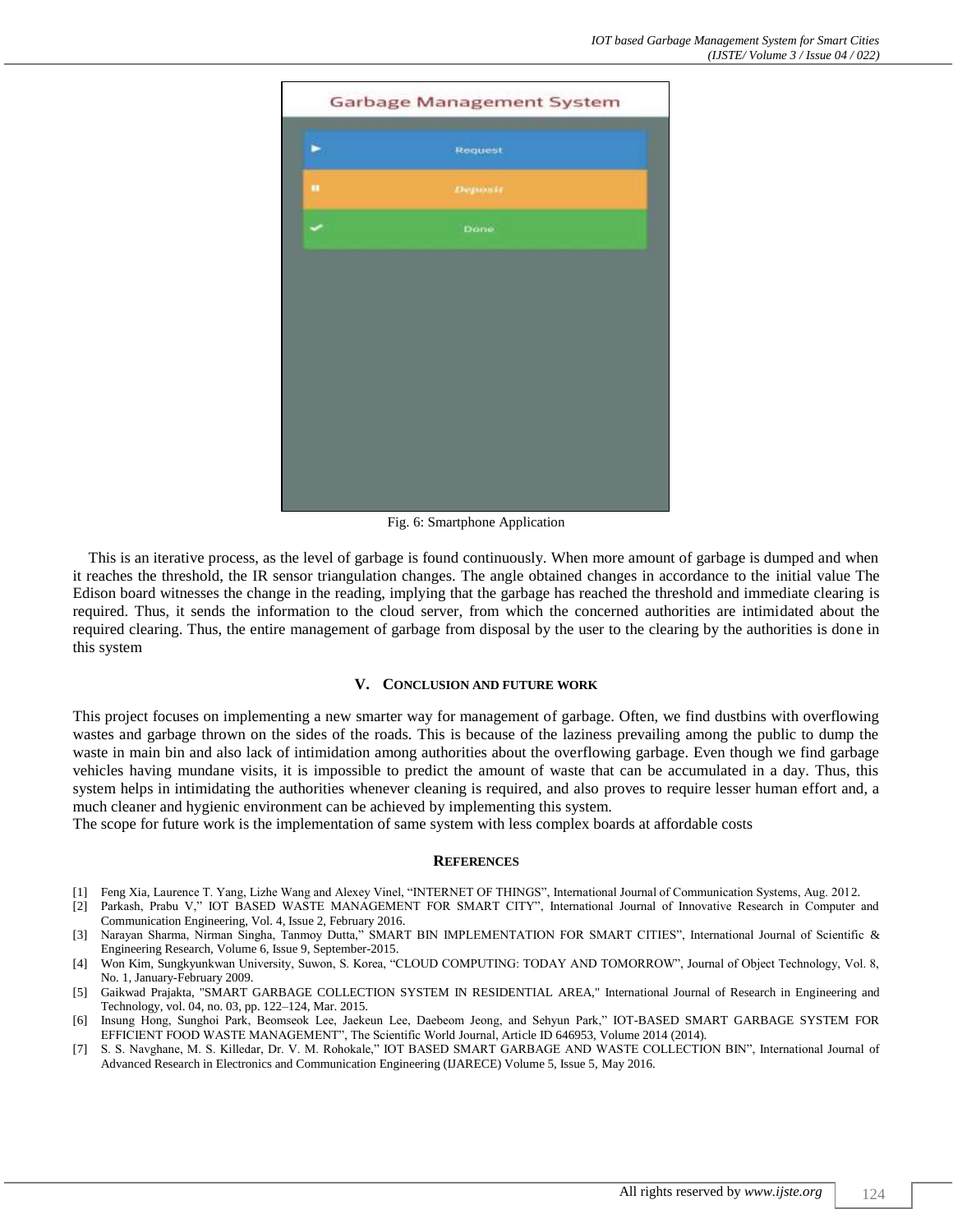Garbage Management System

Request

Deposit

Done

Fig. 6: Smartphone Application

This is an iterative process, as the level of garbage is found continuously. When more amount of garbage is dumped and when it reaches the threshold, the IR sensor triangulation changes. The angle obtained changes in accordance to the initial value The Edison board witnesses the change in the reading, implying that the garbage has reached the threshold and immediate clearing is required. Thus, it sends the information to the cloud server, from which the concerned authorities are intimidated about the required clearing. Thus, the entire management of garbage from disposal by the user to the clearing by the authorities is done in this system

## V. CONCLUSION AND FUTURE WORK

This project focuses on implementing a new smarter way for management of garbage. Often, we find dustbins with overflowing wastes and garbage thrown on the sides of the roads. This is because of the laziness prevailing among the public to dump the waste in main bin and also lack of intimidation among authorities about the overflowing garbage. Even though we find garbage vehicles having mundane visits, it is impossible to predict the amount of waste that can be accumulated in a day. Thus, this system helps in intimidating the authorities whenever cleaning is required, and also proves to require lesser human effort and, a much cleaner and hygienic environment can be achieved by implementing this system.

The scope for future work is the implementation of same system with less complex boards at affordable costs

## REFERENCES

[1] Feng Xia, Laurence T. Yang, Lizhe Wang and Alexey Vinel, "INTERNET OF THINGS", International Journal of Communication Systems, Aug. 2012.

[2] Parkash, Prabu V," IOT BASED WASTE MANAGEMENT FOR SMART CITY", International Journal of Innovative Research in Computer and Communication Engineering, Vol. 4, Issue 2, February 2016.

[3] Narayan Sharma, Nirman Singha, Tanmoy Dutta," SMART BIN IMPLEMENTATION FOR SMART CITIES", International Journal of Scientific & Engineering Research, Volume 6, Issue 9, September-2015.

[4] Won Kim, Sungkyunkwan University, Suwon, S. Korea, "CLOUD COMPUTING: TODAY AND TOMORROW", Journal of Object Technology, Vol. 8, No. 1, January-February 2009.

[5] Gaikwad Prajakta, "SMART GARBAGE COLLECTION SYSTEM IN RESIDENTIAL AREA," International Journal of Research in Engineering and Technology, vol. 04, no. 03, pp. 122–124, Mar. 2015.

[6] Insung Hong, Sunghoi Park, Beomseok Lee, Jaekeun Lee, Daebeom Jeong, and Sehyun Park," IOT-BASED SMART GARBAGE SYSTEM FOR EFFICIENT FOOD WASTE MANAGEMENT", The Scientific World Journal, Article ID 646953, Volume 2014 (2014).

[7] S. S. Navghane, M. S. Killedar, Dr. V. M. Rohokale," IOT BASED SMART GARBAGE AND WASTE COLLECTION BIN", International Journal of Advanced Research in Electronics and Communication Engineering (IJARECE) Volume 5, Issue 5, May 2016.